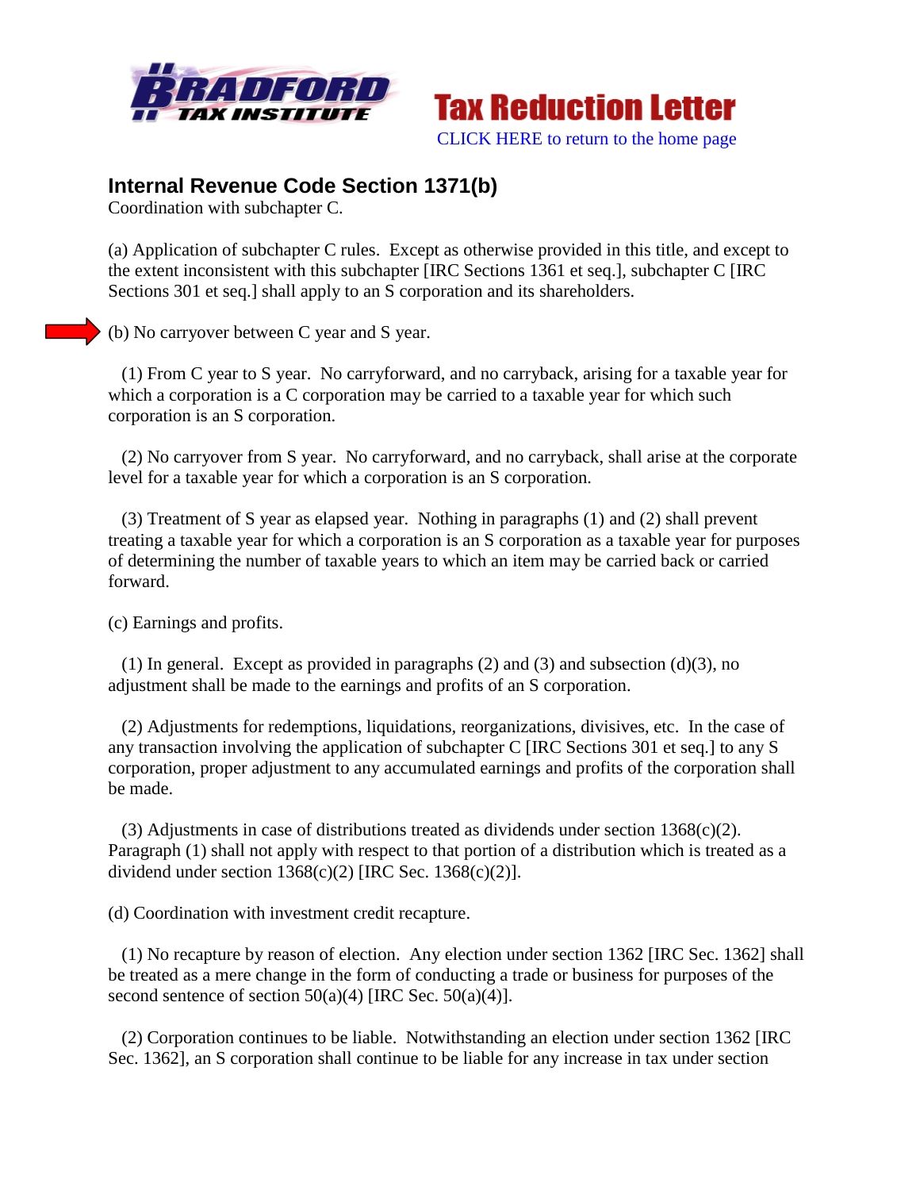Tax Reduction Letter

CLICK HERE to return to the home page

## Internal Revenue Code Section 1371(b)

Coordination with subchapter C.

(a) Application of subchapter C rules. Except as otherwise provided in this title, and except to the extent inconsistent with this subchapter [IRC Sections 1361 et seq.], subchapter C [IRC Sections 301 et seq.] shall apply to an S corporation and its shareholders.

(b) No carryover between C year and S year.

(1) From C year to S year. No carryforward, and no carryback, arising for a taxable year for which a corporation is a C corporation may be carried to a taxable year for which such corporation is an S corporation.

(2) No carryover from S year. No carryforward, and no carryback, shall arise at the corporate level for a taxable year for which a corporation is an S corporation.

(3) Treatment of S year as elapsed year. Nothing in paragraphs (1) and (2) shall prevent treating a taxable year for which a corporation is an S corporation as a taxable year for purposes of determining the number of taxable years to which an item may be carried back or carried forward.

(c) Earnings and profits.

(1) In general. Except as provided in paragraphs (2) and (3) and subsection (d)(3), no adjustment shall be made to the earnings and profits of an S corporation.

(2) Adjustments for redemptions, liquidations, reorganizations, divisives, etc. In the case of any transaction involving the application of subchapter C [IRC Sections 301 et seq.] to any S corporation, proper adjustment to any accumulated earnings and profits of the corporation shall be made.

(3) Adjustments in case of distributions treated as dividends under section 1368(c)(2). Paragraph (1) shall not apply with respect to that portion of a distribution which is treated as a dividend under section 1368(c)(2) [IRC Sec. 1368(c)(2)].

(d) Coordination with investment credit recapture.

(1) No recapture by reason of election. Any election under section 1362 [IRC Sec. 1362] shall be treated as a mere change in the form of conducting a trade or business for purposes of the second sentence of section 50(a)(4) [IRC Sec. 50(a)(4)].

(2) Corporation continues to be liable. Notwithstanding an election under section 1362 [IRC Sec. 1362], an S corporation shall continue to be liable for any increase in tax under section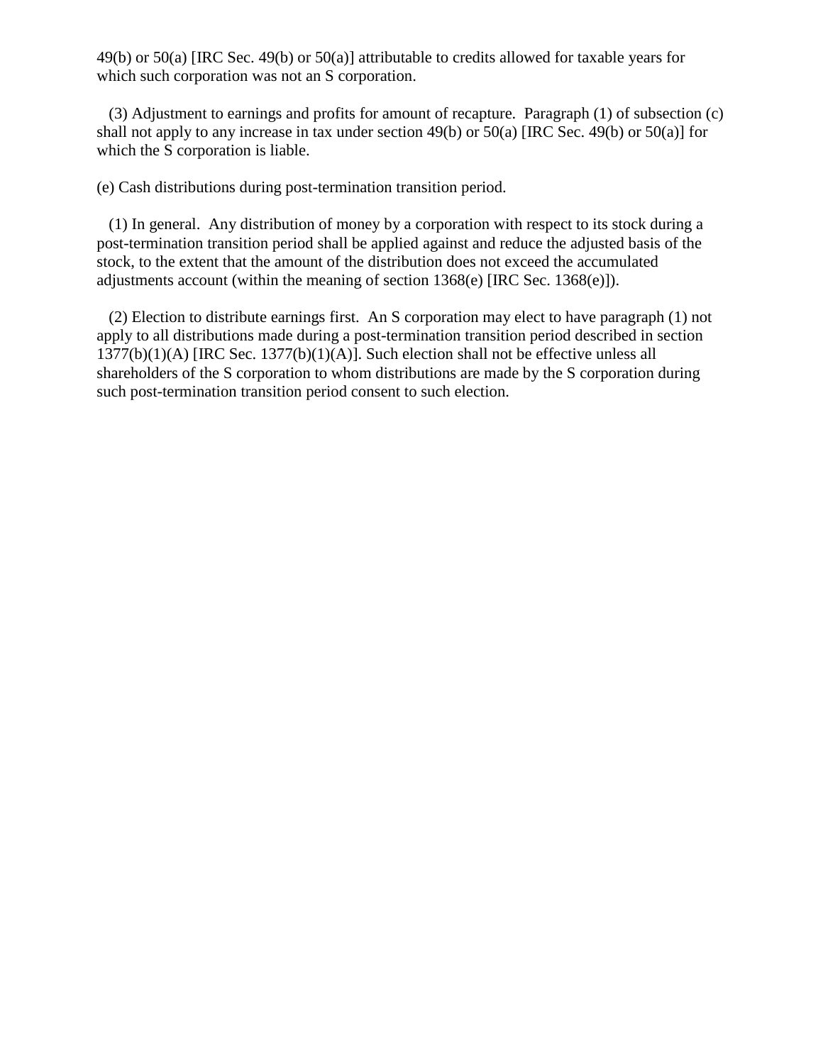49(b) or 50(a) [IRC Sec. 49(b) or 50(a)] attributable to credits allowed for taxable years for which such corporation was not an S corporation.

(3) Adjustment to earnings and profits for amount of recapture. Paragraph (1) of subsection (c) shall not apply to any increase in tax under section 49(b) or 50(a) [IRC Sec. 49(b) or 50(a)] for which the S corporation is liable.

(e) Cash distributions during post-termination transition period.

(1) In general. Any distribution of money by a corporation with respect to its stock during a post-termination transition period shall be applied against and reduce the adjusted basis of the stock, to the extent that the amount of the distribution does not exceed the accumulated adjustments account (within the meaning of section 1368(e) [IRC Sec. 1368(e)]).

(2) Election to distribute earnings first. An S corporation may elect to have paragraph (1) not apply to all distributions made during a post-termination transition period described in section 1377(b)(1)(A) [IRC Sec. 1377(b)(1)(A)]. Such election shall not be effective unless all shareholders of the S corporation to whom distributions are made by the S corporation during such post-termination transition period consent to such election.